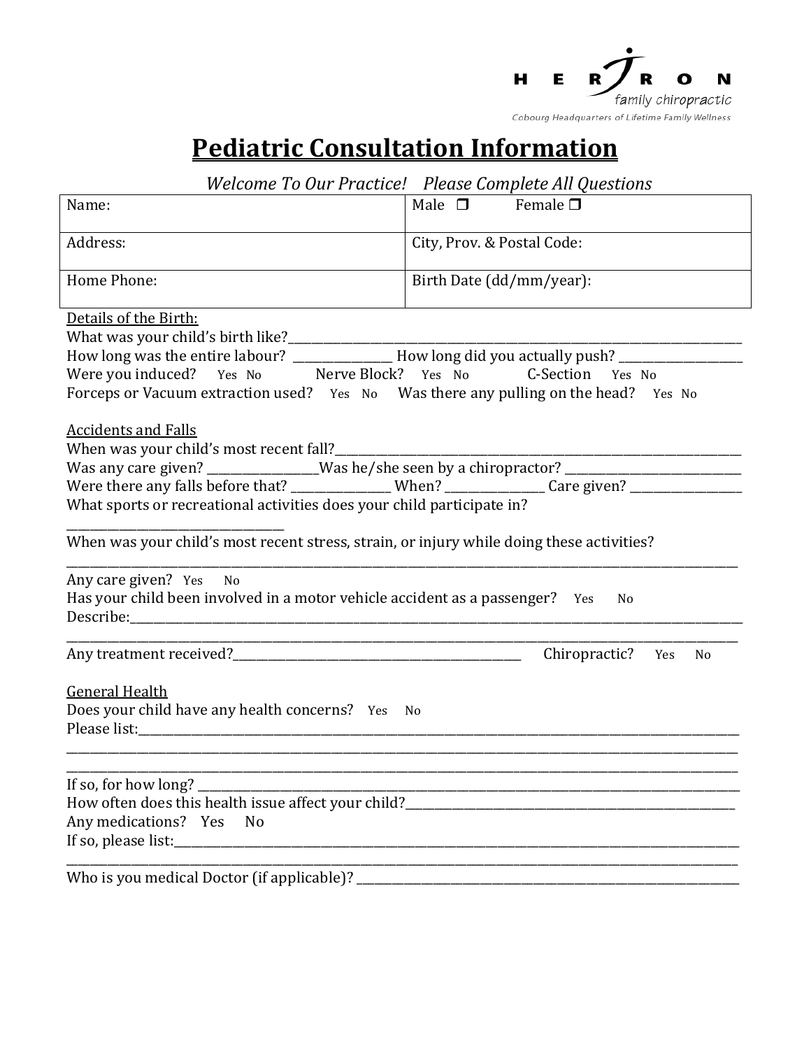HERJRON family chiropractic

Cobourg Headquarters of Lifetime Family Wellness

# Pediatric Consultation Information

*Welcome To Our Practice! Please Complete All Questions*

| Name: | Male ❐ Female ❐ |
|---|---|
| Address: | City, Prov. & Postal Code: |
| Home Phone: | Birth Date (dd/mm/year): |

Details of the Birth:

What was your child's birth like?______________________________

How long was the entire labour? ________________ How long did you actually push? ________________

Were you induced? Yes No Nerve Block? Yes No C-Section Yes No

Forceps or Vacuum extraction used? Yes No Was there any pulling on the head? Yes No

Accidents and Falls

When was your child's most recent fall?______________________________

Was any care given? ________________Was he/she seen by a chiropractor? ________________

Were there any falls before that? ________________ When? ________________ Care given? ________________

What sports or recreational activities does your child participate in?

______________________________

When was your child's most recent stress, strain, or injury while doing these activities?

______________________________

Any care given? Yes No

Has your child been involved in a motor vehicle accident as a passenger? Yes No

Describe:______________________________

______________________________

Any treatment received?______________________________ Chiropractic? Yes No

General Health

Does your child have any health concerns? Yes No

Please list:______________________________

______________________________

______________________________

If so, for how long? ______________________________

How often does this health issue affect your child?______________________________

Any medications? Yes No

If so, please list:______________________________

______________________________

Who is you medical Doctor (if applicable)? ______________________________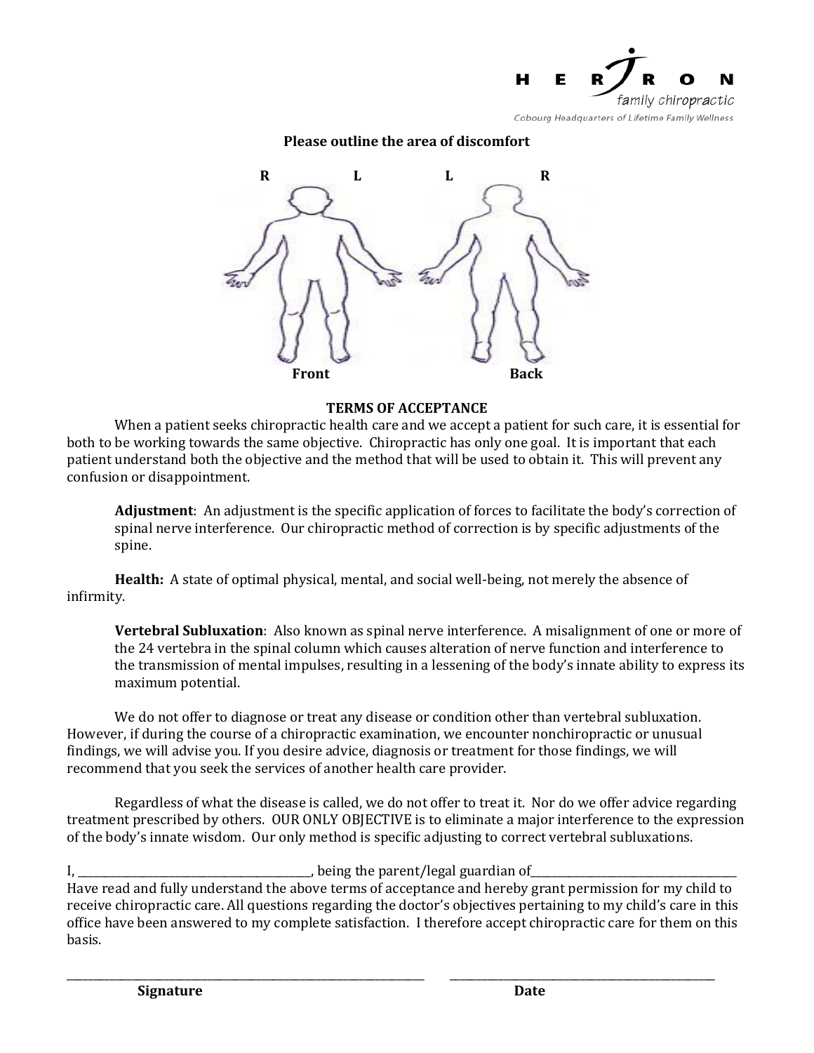HERJRON family chiropractic
Cobourg Headquarters of Lifetime Family Wellness

**Please outline the area of discomfort**

R L L R

Front Back

**TERMS OF ACCEPTANCE**

When a patient seeks chiropractic health care and we accept a patient for such care, it is essential for both to be working towards the same objective. Chiropractic has only one goal. It is important that each patient understand both the objective and the method that will be used to obtain it. This will prevent any confusion or disappointment.

**Adjustment**: An adjustment is the specific application of forces to facilitate the body's correction of spinal nerve interference. Our chiropractic method of correction is by specific adjustments of the spine.

**Health:** A state of optimal physical, mental, and social well-being, not merely the absence of infirmity.

**Vertebral Subluxation**: Also known as spinal nerve interference. A misalignment of one or more of the 24 vertebra in the spinal column which causes alteration of nerve function and interference to the transmission of mental impulses, resulting in a lessening of the body's innate ability to express its maximum potential.

We do not offer to diagnose or treat any disease or condition other than vertebral subluxation. However, if during the course of a chiropractic examination, we encounter nonchiropractic or unusual findings, we will advise you. If you desire advice, diagnosis or treatment for those findings, we will recommend that you seek the services of another health care provider.

Regardless of what the disease is called, we do not offer to treat it. Nor do we offer advice regarding treatment prescribed by others. OUR ONLY OBJECTIVE is to eliminate a major interference to the expression of the body's innate wisdom. Our only method is specific adjusting to correct vertebral subluxations.

I, ________________________________________, being the parent/legal guardian of__________________________________
Have read and fully understand the above terms of acceptance and hereby grant permission for my child to receive chiropractic care. All questions regarding the doctor's objectives pertaining to my child's care in this office have been answered to my complete satisfaction. I therefore accept chiropractic care for them on this basis.

_______________________________________________ _______________________________

**Signature** **Date**